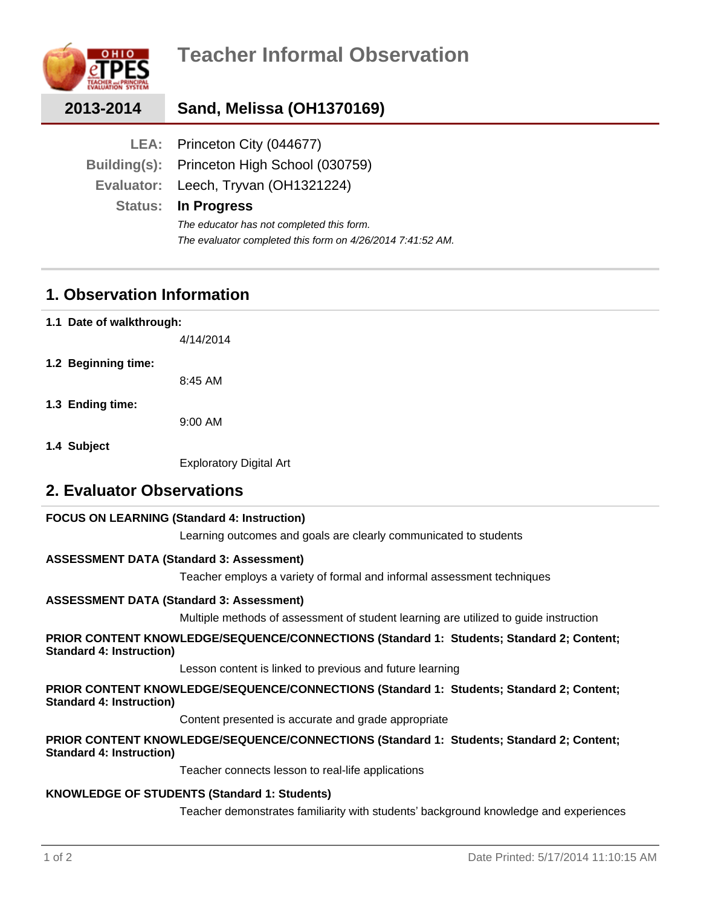# Teacher Informal Observation

**2013-2014** — **Sand, Melissa (OH1370169)**

**LEA:** Princeton City (044677)
**Building(s):** Princeton High School (030759)
**Evaluator:** Leech, Tryvan (OH1321224)
**Status:** **In Progress**

*The educator has not completed this form.*
*The evaluator completed this form on 4/26/2014 7:41:52 AM.*

## 1. Observation Information

**1.1 Date of walkthrough:**

4/14/2014

**1.2 Beginning time:**

8:45 AM

**1.3 Ending time:**

9:00 AM

**1.4 Subject**

Exploratory Digital Art

## 2. Evaluator Observations

**FOCUS ON LEARNING (Standard 4: Instruction)**

Learning outcomes and goals are clearly communicated to students

**ASSESSMENT DATA (Standard 3: Assessment)**

Teacher employs a variety of formal and informal assessment techniques

**ASSESSMENT DATA (Standard 3: Assessment)**

Multiple methods of assessment of student learning are utilized to guide instruction

**PRIOR CONTENT KNOWLEDGE/SEQUENCE/CONNECTIONS (Standard 1: Students; Standard 2; Content; Standard 4: Instruction)**

Lesson content is linked to previous and future learning

**PRIOR CONTENT KNOWLEDGE/SEQUENCE/CONNECTIONS (Standard 1: Students; Standard 2; Content; Standard 4: Instruction)**

Content presented is accurate and grade appropriate

**PRIOR CONTENT KNOWLEDGE/SEQUENCE/CONNECTIONS (Standard 1: Students; Standard 2; Content; Standard 4: Instruction)**

Teacher connects lesson to real-life applications

**KNOWLEDGE OF STUDENTS (Standard 1: Students)**

Teacher demonstrates familiarity with students' background knowledge and experiences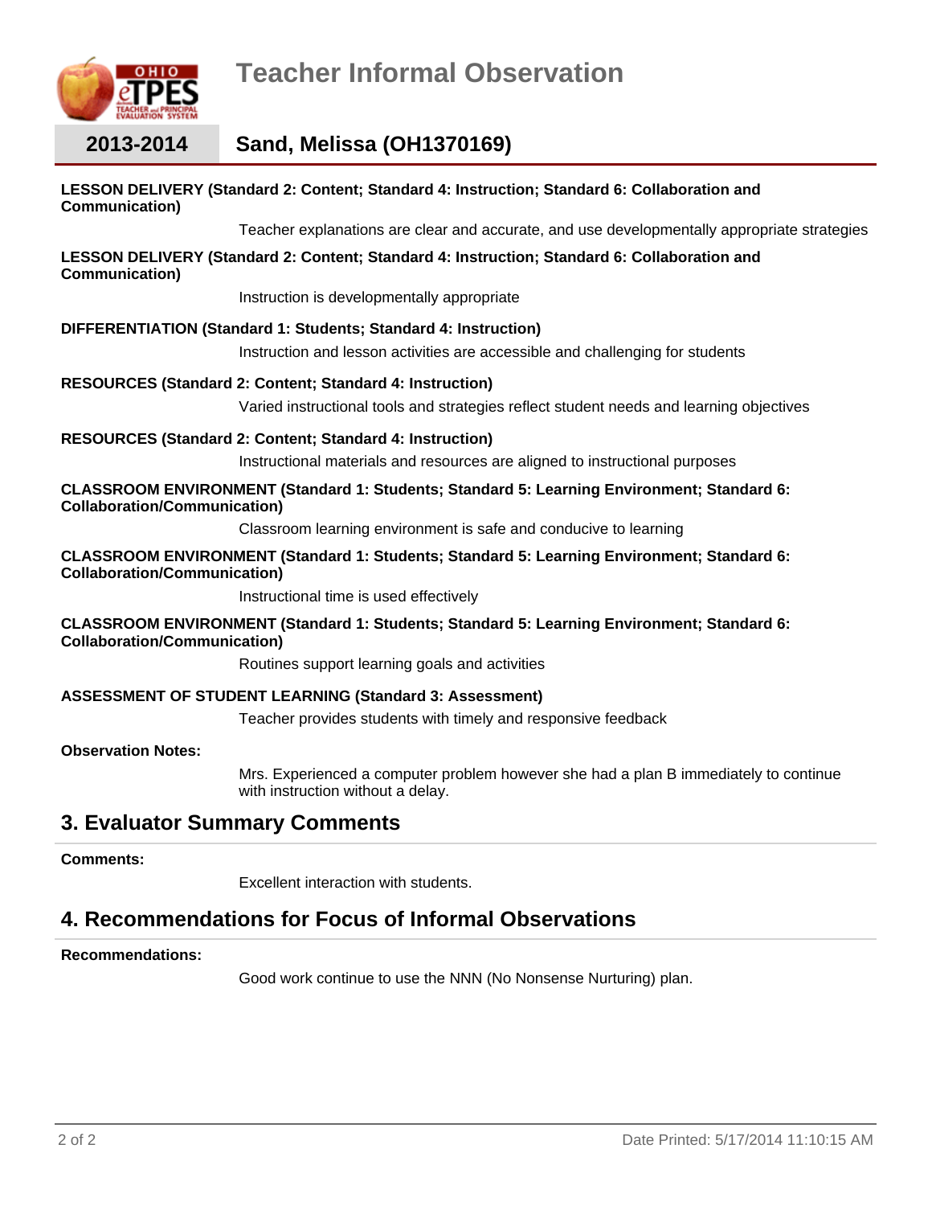# Teacher Informal Observation

**2013-2014** | **Sand, Melissa (OH1370169)**

**LESSON DELIVERY (Standard 2: Content; Standard 4: Instruction; Standard 6: Collaboration and Communication)**

Teacher explanations are clear and accurate, and use developmentally appropriate strategies

**LESSON DELIVERY (Standard 2: Content; Standard 4: Instruction; Standard 6: Collaboration and Communication)**

Instruction is developmentally appropriate

**DIFFERENTIATION (Standard 1: Students; Standard 4: Instruction)**

Instruction and lesson activities are accessible and challenging for students

**RESOURCES (Standard 2: Content; Standard 4: Instruction)**

Varied instructional tools and strategies reflect student needs and learning objectives

**RESOURCES (Standard 2: Content; Standard 4: Instruction)**

Instructional materials and resources are aligned to instructional purposes

**CLASSROOM ENVIRONMENT (Standard 1: Students; Standard 5: Learning Environment; Standard 6: Collaboration/Communication)**

Classroom learning environment is safe and conducive to learning

**CLASSROOM ENVIRONMENT (Standard 1: Students; Standard 5: Learning Environment; Standard 6: Collaboration/Communication)**

Instructional time is used effectively

**CLASSROOM ENVIRONMENT (Standard 1: Students; Standard 5: Learning Environment; Standard 6: Collaboration/Communication)**

Routines support learning goals and activities

**ASSESSMENT OF STUDENT LEARNING (Standard 3: Assessment)**

Teacher provides students with timely and responsive feedback

**Observation Notes:**

Mrs. Experienced a computer problem however she had a plan B immediately to continue with instruction without a delay.

## 3. Evaluator Summary Comments

**Comments:**

Excellent interaction with students.

## 4. Recommendations for Focus of Informal Observations

**Recommendations:**

Good work continue to use the NNN (No Nonsense Nurturing) plan.

Date Printed: 5/17/2014 11:10:15 AM